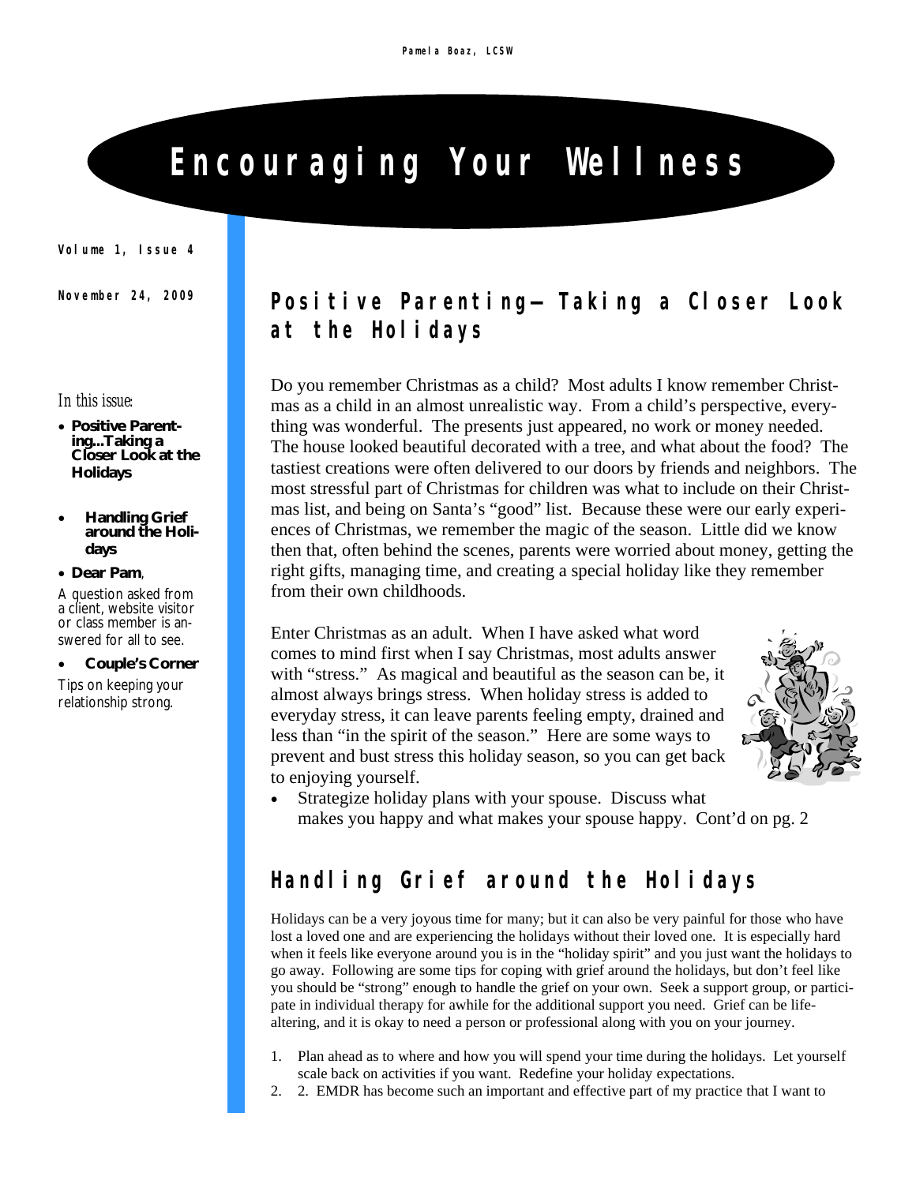Pamela Boaz, LCSW

# Encouraging Your Wellness

Volume 1, Issue 4

November 24, 2009

*In this issue:*

- **Positive Parenting...Taking a Closer Look at the Holidays**
- **Handling Grief around the Holidays**
- **Dear Pam**,

A question asked from a client, website visitor or class member is answered for all to see.

- **Couple's Corner**

Tips on keeping your relationship strong.

## Positive Parenting—Taking a Closer Look at the Holidays

Do you remember Christmas as a child? Most adults I know remember Christmas as a child in an almost unrealistic way. From a child's perspective, everything was wonderful. The presents just appeared, no work or money needed. The house looked beautiful decorated with a tree, and what about the food? The tastiest creations were often delivered to our doors by friends and neighbors. The most stressful part of Christmas for children was what to include on their Christmas list, and being on Santa's "good" list. Because these were our early experiences of Christmas, we remember the magic of the season. Little did we know then that, often behind the scenes, parents were worried about money, getting the right gifts, managing time, and creating a special holiday like they remember from their own childhoods.

Enter Christmas as an adult. When I have asked what word comes to mind first when I say Christmas, most adults answer with "stress." As magical and beautiful as the season can be, it almost always brings stress. When holiday stress is added to everyday stress, it can leave parents feeling empty, drained and less than "in the spirit of the season." Here are some ways to prevent and bust stress this holiday season, so you can get back to enjoying yourself.

- Strategize holiday plans with your spouse. Discuss what makes you happy and what makes your spouse happy. Cont'd on pg. 2

## Handling Grief around the Holidays

Holidays can be a very joyous time for many; but it can also be very painful for those who have lost a loved one and are experiencing the holidays without their loved one. It is especially hard when it feels like everyone around you is in the "holiday spirit" and you just want the holidays to go away. Following are some tips for coping with grief around the holidays, but don't feel like you should be "strong" enough to handle the grief on your own. Seek a support group, or participate in individual therapy for awhile for the additional support you need. Grief can be life-altering, and it is okay to need a person or professional along with you on your journey.

1. Plan ahead as to where and how you will spend your time during the holidays. Let yourself scale back on activities if you want. Redefine your holiday expectations.
2. 2. EMDR has become such an important and effective part of my practice that I want to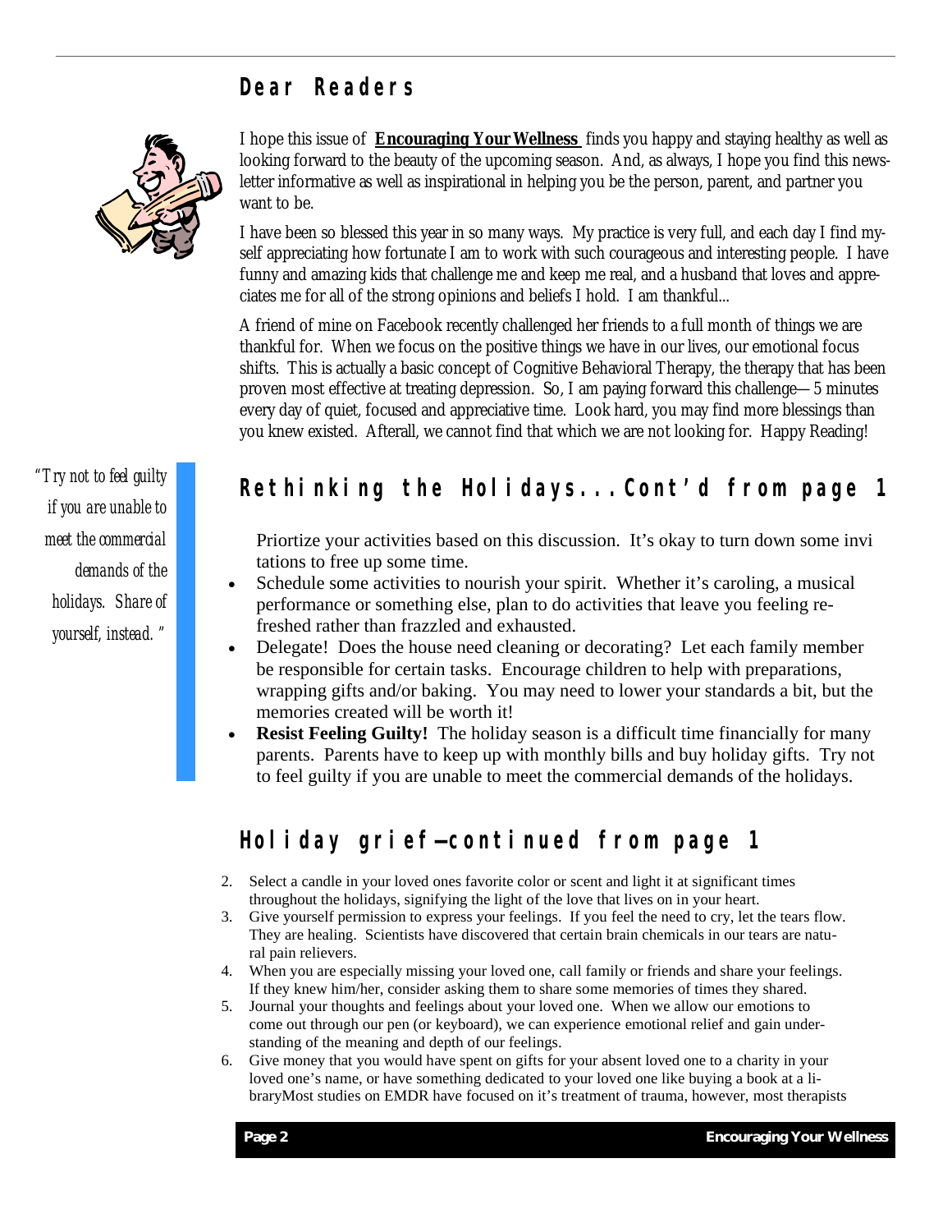## Dear Readers

I hope this issue of **Encouraging Your Wellness** finds you happy and staying healthy as well as looking forward to the beauty of the upcoming season. And, as always, I hope you find this newsletter informative as well as inspirational in helping you be the person, parent, and partner you want to be.

I have been so blessed this year in so many ways. My practice is very full, and each day I find myself appreciating how fortunate I am to work with such courageous and interesting people. I have funny and amazing kids that challenge me and keep me real, and a husband that loves and appreciates me for all of the strong opinions and beliefs I hold. I am thankful...

A friend of mine on Facebook recently challenged her friends to a full month of things we are thankful for. When we focus on the positive things we have in our lives, our emotional focus shifts. This is actually a basic concept of Cognitive Behavioral Therapy, the therapy that has been proven most effective at treating depression. So, I am paying forward this challenge—5 minutes every day of quiet, focused and appreciative time. Look hard, you may find more blessings than you knew existed. Afterall, we cannot find that which we are not looking for. Happy Reading!

## Rethinking the Holidays...Cont'd from page 1

*"Try not to feel guilty if you are unable to meet the commercial demands of the holidays. Share of yourself, instead."*

Priortize your activities based on this discussion. It's okay to turn down some invitations to free up some time.

- Schedule some activities to nourish your spirit. Whether it's caroling, a musical performance or something else, plan to do activities that leave you feeling refreshed rather than frazzled and exhausted.
- Delegate! Does the house need cleaning or decorating? Let each family member be responsible for certain tasks. Encourage children to help with preparations, wrapping gifts and/or baking. You may need to lower your standards a bit, but the memories created will be worth it!
- **Resist Feeling Guilty!** The holiday season is a difficult time financially for many parents. Parents have to keep up with monthly bills and buy holiday gifts. Try not to feel guilty if you are unable to meet the commercial demands of the holidays.

## Holiday grief—continued from page 1

2. Select a candle in your loved ones favorite color or scent and light it at significant times throughout the holidays, signifying the light of the love that lives on in your heart.
3. Give yourself permission to express your feelings. If you feel the need to cry, let the tears flow. They are healing. Scientists have discovered that certain brain chemicals in our tears are natural pain relievers.
4. When you are especially missing your loved one, call family or friends and share your feelings. If they knew him/her, consider asking them to share some memories of times they shared.
5. Journal your thoughts and feelings about your loved one. When we allow our emotions to come out through our pen (or keyboard), we can experience emotional relief and gain understanding of the meaning and depth of our feelings.
6. Give money that you would have spent on gifts for your absent loved one to a charity in your loved one's name, or have something dedicated to your loved one like buying a book at a libraryMost studies on EMDR have focused on it's treatment of trauma, however, most therapists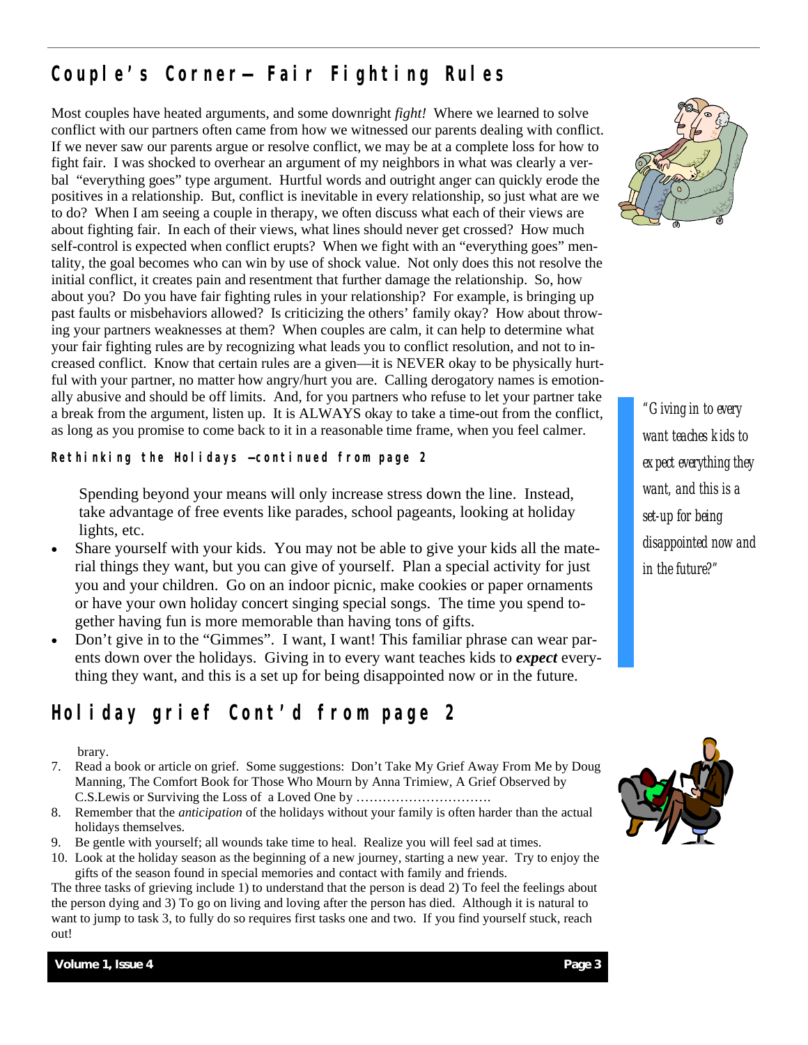## Couple's Corner—Fair Fighting Rules

Most couples have heated arguments, and some downright *fight!* Where we learned to solve conflict with our partners often came from how we witnessed our parents dealing with conflict. If we never saw our parents argue or resolve conflict, we may be at a complete loss for how to fight fair. I was shocked to overhear an argument of my neighbors in what was clearly a verbal "everything goes" type argument. Hurtful words and outright anger can quickly erode the positives in a relationship. But, conflict is inevitable in every relationship, so just what are we to do? When I am seeing a couple in therapy, we often discuss what each of their views are about fighting fair. In each of their views, what lines should never get crossed? How much self-control is expected when conflict erupts? When we fight with an "everything goes" mentality, the goal becomes who can win by use of shock value. Not only does this not resolve the initial conflict, it creates pain and resentment that further damage the relationship. So, how about you? Do you have fair fighting rules in your relationship? For example, is bringing up past faults or misbehaviors allowed? Is criticizing the others' family okay? How about throwing your partners weaknesses at them? When couples are calm, it can help to determine what your fair fighting rules are by recognizing what leads you to conflict resolution, and not to increased conflict. Know that certain rules are a given—it is NEVER okay to be physically hurtful with your partner, no matter how angry/hurt you are. Calling derogatory names is emotionally abusive and should be off limits. And, for you partners who refuse to let your partner take a break from the argument, listen up. It is ALWAYS okay to take a time-out from the conflict, as long as you promise to come back to it in a reasonable time frame, when you feel calmer.

### Rethinking the Holidays —continued from page 2

Spending beyond your means will only increase stress down the line. Instead, take advantage of free events like parades, school pageants, looking at holiday lights, etc.

- Share yourself with your kids. You may not be able to give your kids all the material things they want, but you can give of yourself. Plan a special activity for just you and your children. Go on an indoor picnic, make cookies or paper ornaments or have your own holiday concert singing special songs. The time you spend together having fun is more memorable than having tons of gifts.
- Don't give in to the "Gimmes". I want, I want! This familiar phrase can wear parents down over the holidays. Giving in to every want teaches kids to ***expect*** everything they want, and this is a set up for being disappointed now or in the future.

*"Giving in to every want teaches kids to expect everything they want, and this is a set-up for being disappointed now and in the future?"*

## Holiday grief Cont'd from page 2

brary.

7. Read a book or article on grief. Some suggestions: Don't Take My Grief Away From Me by Doug Manning, The Comfort Book for Those Who Mourn by Anna Trimiew, A Grief Observed by C.S.Lewis or Surviving the Loss of a Loved One by ………………………….
8. Remember that the *anticipation* of the holidays without your family is often harder than the actual holidays themselves.
9. Be gentle with yourself; all wounds take time to heal. Realize you will feel sad at times.
10. Look at the holiday season as the beginning of a new journey, starting a new year. Try to enjoy the gifts of the season found in special memories and contact with family and friends.

The three tasks of grieving include 1) to understand that the person is dead 2) To feel the feelings about the person dying and 3) To go on living and loving after the person has died. Although it is natural to want to jump to task 3, to fully do so requires first tasks one and two. If you find yourself stuck, reach out!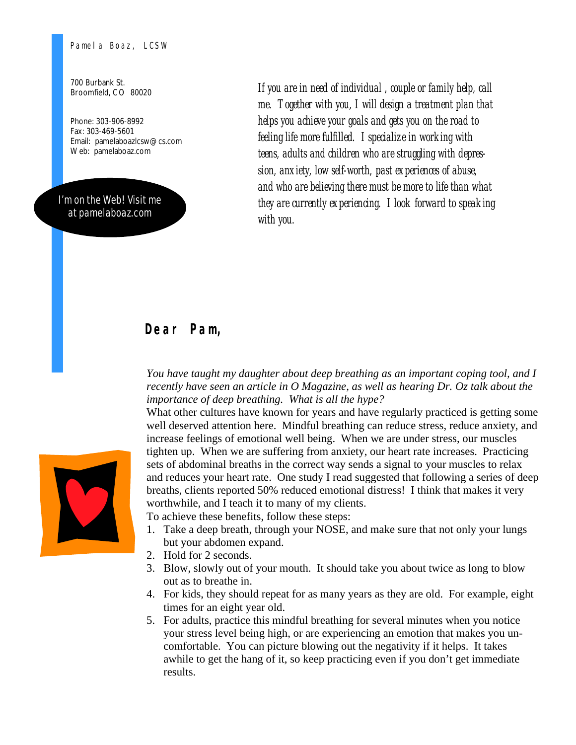Pamela Boaz, LCSW

700 Burbank St.
Broomfield, CO 80020

Phone: 303-906-8992
Fax: 303-469-5601
Email: pamelaboazlcsw@cs.com
Web: pamelaboaz.com

I'm on the Web! Visit me at pamelaboaz.com

*If you are in need of individual, couple or family help, call me. Together with you, I will design a treatment plan that helps you achieve your goals and gets you on the road to feeling life more fulfilled. I specialize in working with teens, adults and children who are struggling with depression, anxiety, low self-worth, past experiences of abuse, and who are believing there must be more to life than what they are currently experiencing. I look forward to speaking with you.*

## Dear Pam,

*You have taught my daughter about deep breathing as an important coping tool, and I recently have seen an article in O Magazine, as well as hearing Dr. Oz talk about the importance of deep breathing. What is all the hype?*

What other cultures have known for years and have regularly practiced is getting some well deserved attention here. Mindful breathing can reduce stress, reduce anxiety, and increase feelings of emotional well being. When we are under stress, our muscles tighten up. When we are suffering from anxiety, our heart rate increases. Practicing sets of abdominal breaths in the correct way sends a signal to your muscles to relax and reduces your heart rate. One study I read suggested that following a series of deep breaths, clients reported 50% reduced emotional distress! I think that makes it very worthwhile, and I teach it to many of my clients.

To achieve these benefits, follow these steps:

1. Take a deep breath, through your NOSE, and make sure that not only your lungs but your abdomen expand.
2. Hold for 2 seconds.
3. Blow, slowly out of your mouth. It should take you about twice as long to blow out as to breathe in.
4. For kids, they should repeat for as many years as they are old. For example, eight times for an eight year old.
5. For adults, practice this mindful breathing for several minutes when you notice your stress level being high, or are experiencing an emotion that makes you uncomfortable. You can picture blowing out the negativity if it helps. It takes awhile to get the hang of it, so keep practicing even if you don't get immediate results.